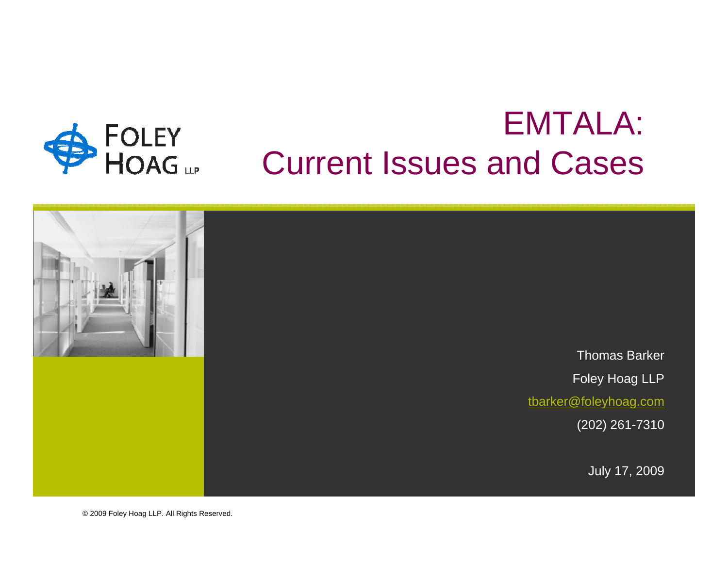# EMTALA: Current Issues and Cases

Thomas Barker

Foley Hoag LLP

tbarker@foleyhoag.com

(202) 261-7310

July 17, 2009

© 2009 Foley Hoag LLP. All Rights Reserved.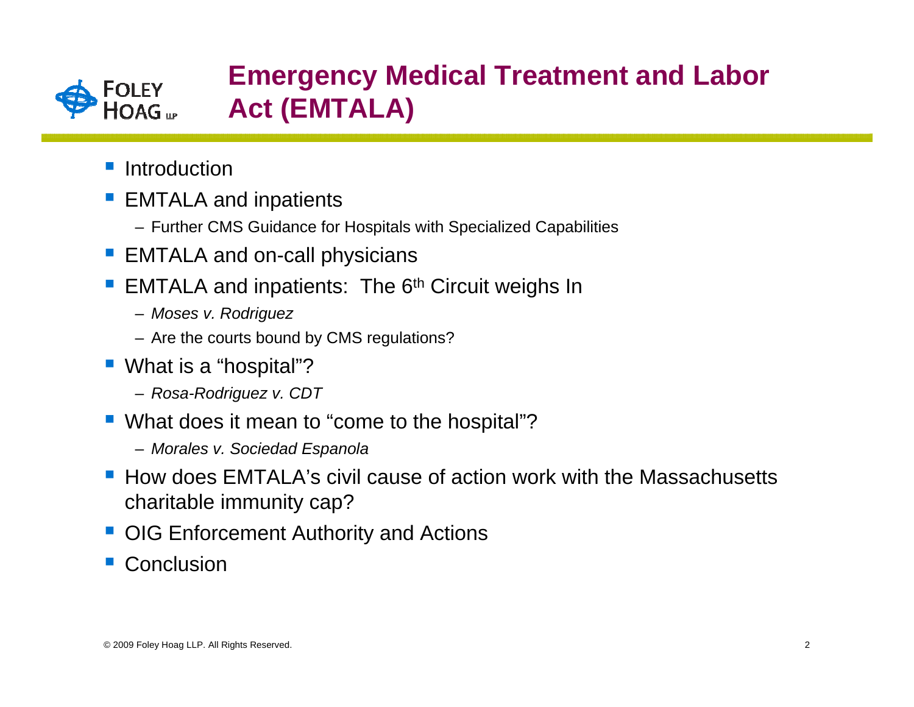# Emergency Medical Treatment and Labor Act (EMTALA)

- Introduction
- EMTALA and inpatients
  - Further CMS Guidance for Hospitals with Specialized Capabilities
- EMTALA and on-call physicians
- EMTALA and inpatients: The 6th Circuit weighs In
  - *Moses v. Rodriguez*
  - Are the courts bound by CMS regulations?
- What is a "hospital"?
  - *Rosa-Rodriguez v. CDT*
- What does it mean to "come to the hospital"?
  - *Morales v. Sociedad Espanola*
- How does EMTALA's civil cause of action work with the Massachusetts charitable immunity cap?
- OIG Enforcement Authority and Actions
- Conclusion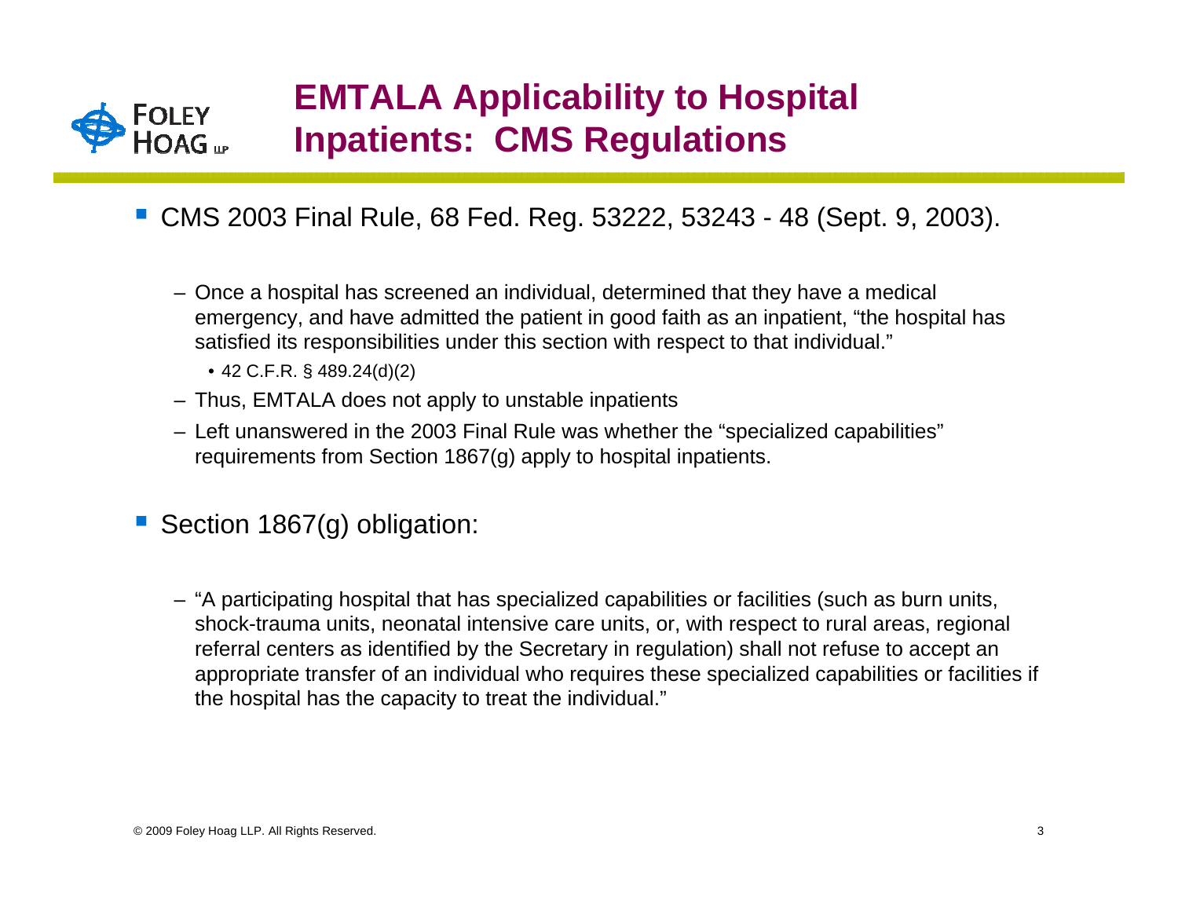# EMTALA Applicability to Hospital Inpatients: CMS Regulations

- CMS 2003 Final Rule, 68 Fed. Reg. 53222, 53243 - 48 (Sept. 9, 2003).
  - Once a hospital has screened an individual, determined that they have a medical emergency, and have admitted the patient in good faith as an inpatient, "the hospital has satisfied its responsibilities under this section with respect to that individual."
    - 42 C.F.R. § 489.24(d)(2)
  - Thus, EMTALA does not apply to unstable inpatients
  - Left unanswered in the 2003 Final Rule was whether the "specialized capabilities" requirements from Section 1867(g) apply to hospital inpatients.

- Section 1867(g) obligation:
  - "A participating hospital that has specialized capabilities or facilities (such as burn units, shock-trauma units, neonatal intensive care units, or, with respect to rural areas, regional referral centers as identified by the Secretary in regulation) shall not refuse to accept an appropriate transfer of an individual who requires these specialized capabilities or facilities if the hospital has the capacity to treat the individual."

© 2009 Foley Hoag LLP. All Rights Reserved.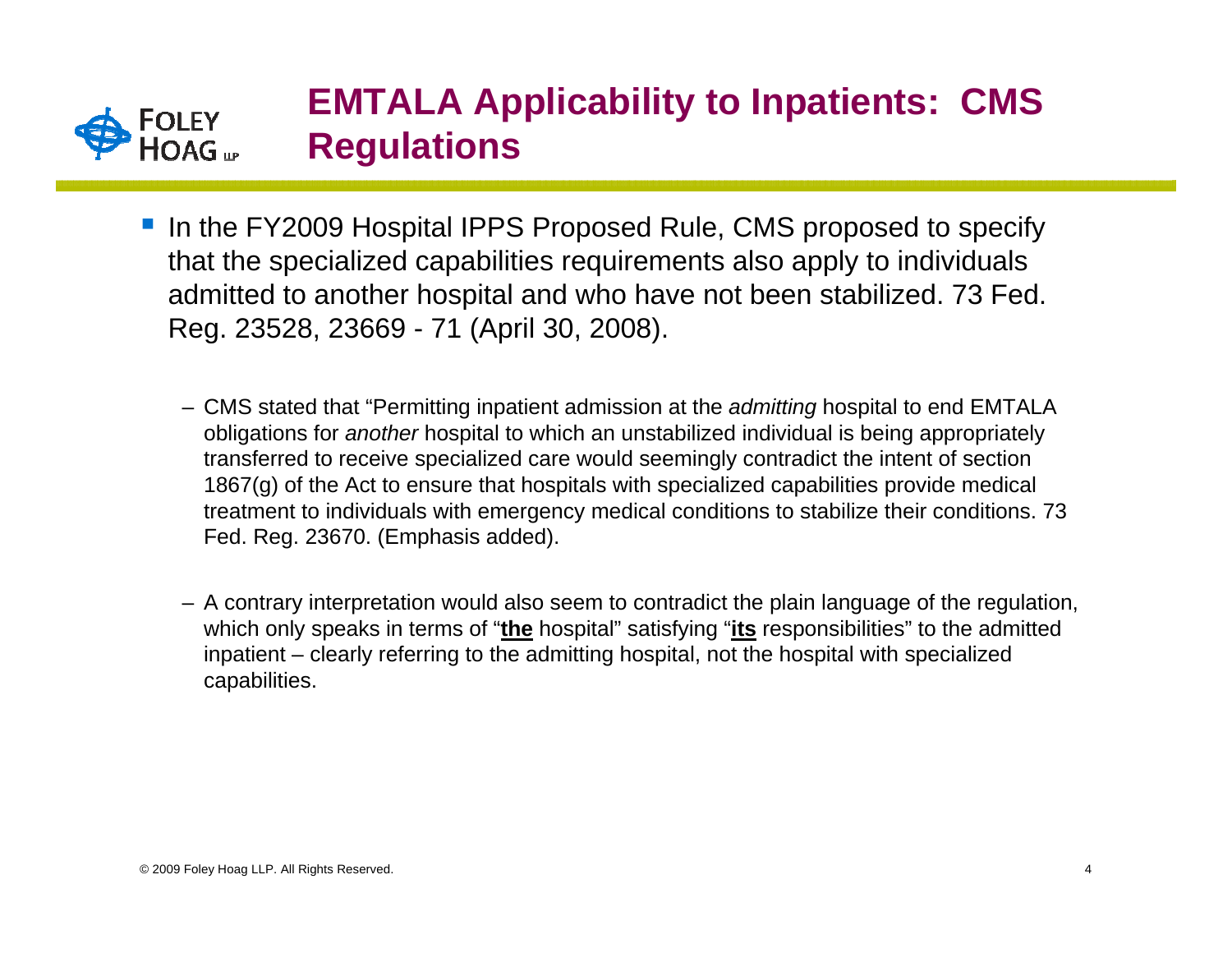# EMTALA Applicability to Inpatients: CMS Regulations

- In the FY2009 Hospital IPPS Proposed Rule, CMS proposed to specify that the specialized capabilities requirements also apply to individuals admitted to another hospital and who have not been stabilized. 73 Fed. Reg. 23528, 23669 - 71 (April 30, 2008).
  - CMS stated that "Permitting inpatient admission at the *admitting* hospital to end EMTALA obligations for *another* hospital to which an unstabilized individual is being appropriately transferred to receive specialized care would seemingly contradict the intent of section 1867(g) of the Act to ensure that hospitals with specialized capabilities provide medical treatment to individuals with emergency medical conditions to stabilize their conditions. 73 Fed. Reg. 23670. (Emphasis added).
  - A contrary interpretation would also seem to contradict the plain language of the regulation, which only speaks in terms of "<u>**the**</u> hospital" satisfying "<u>**its**</u> responsibilities" to the admitted inpatient – clearly referring to the admitting hospital, not the hospital with specialized capabilities.

© 2009 Foley Hoag LLP. All Rights Reserved.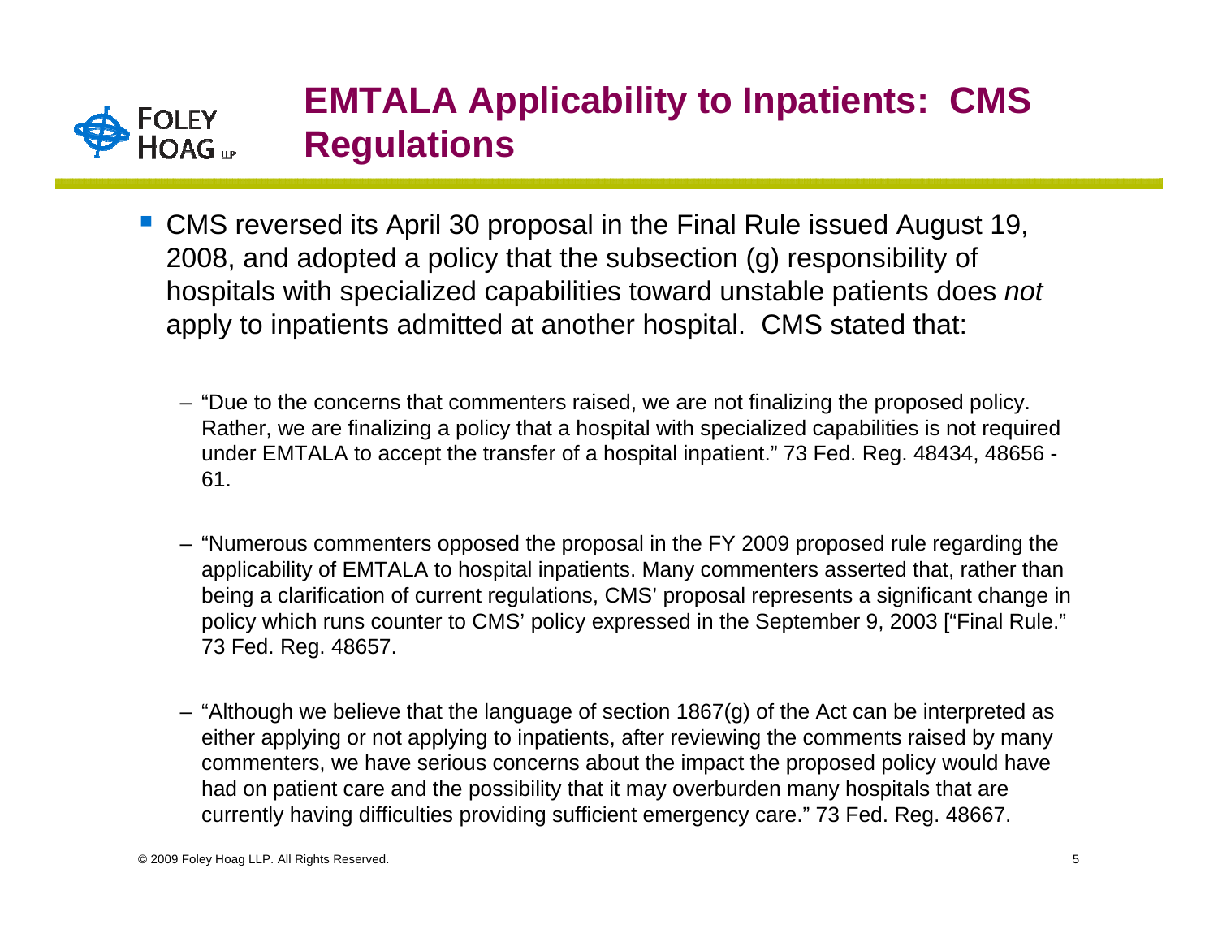# EMTALA Applicability to Inpatients: CMS Regulations

- CMS reversed its April 30 proposal in the Final Rule issued August 19, 2008, and adopted a policy that the subsection (g) responsibility of hospitals with specialized capabilities toward unstable patients does *not* apply to inpatients admitted at another hospital. CMS stated that:
  - "Due to the concerns that commenters raised, we are not finalizing the proposed policy. Rather, we are finalizing a policy that a hospital with specialized capabilities is not required under EMTALA to accept the transfer of a hospital inpatient." 73 Fed. Reg. 48434, 48656 - 61.
  - "Numerous commenters opposed the proposal in the FY 2009 proposed rule regarding the applicability of EMTALA to hospital inpatients. Many commenters asserted that, rather than being a clarification of current regulations, CMS' proposal represents a significant change in policy which runs counter to CMS' policy expressed in the September 9, 2003 ["Final Rule." 73 Fed. Reg. 48657.
  - "Although we believe that the language of section 1867(g) of the Act can be interpreted as either applying or not applying to inpatients, after reviewing the comments raised by many commenters, we have serious concerns about the impact the proposed policy would have had on patient care and the possibility that it may overburden many hospitals that are currently having difficulties providing sufficient emergency care." 73 Fed. Reg. 48667.

© 2009 Foley Hoag LLP. All Rights Reserved.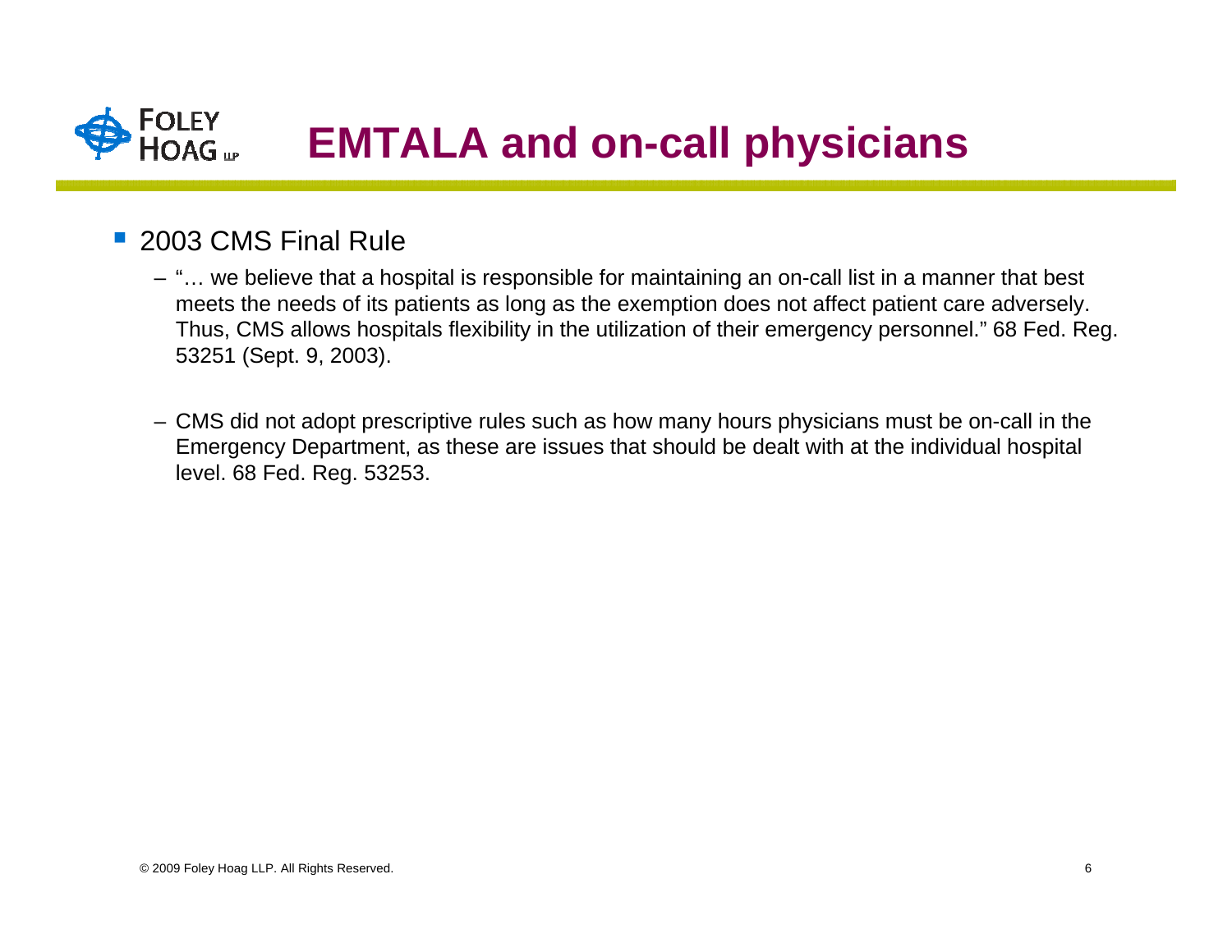# EMTALA and on-call physicians

- 2003 CMS Final Rule
  - "… we believe that a hospital is responsible for maintaining an on-call list in a manner that best meets the needs of its patients as long as the exemption does not affect patient care adversely. Thus, CMS allows hospitals flexibility in the utilization of their emergency personnel." 68 Fed. Reg. 53251 (Sept. 9, 2003).
  - CMS did not adopt prescriptive rules such as how many hours physicians must be on-call in the Emergency Department, as these are issues that should be dealt with at the individual hospital level. 68 Fed. Reg. 53253.

© 2009 Foley Hoag LLP. All Rights Reserved.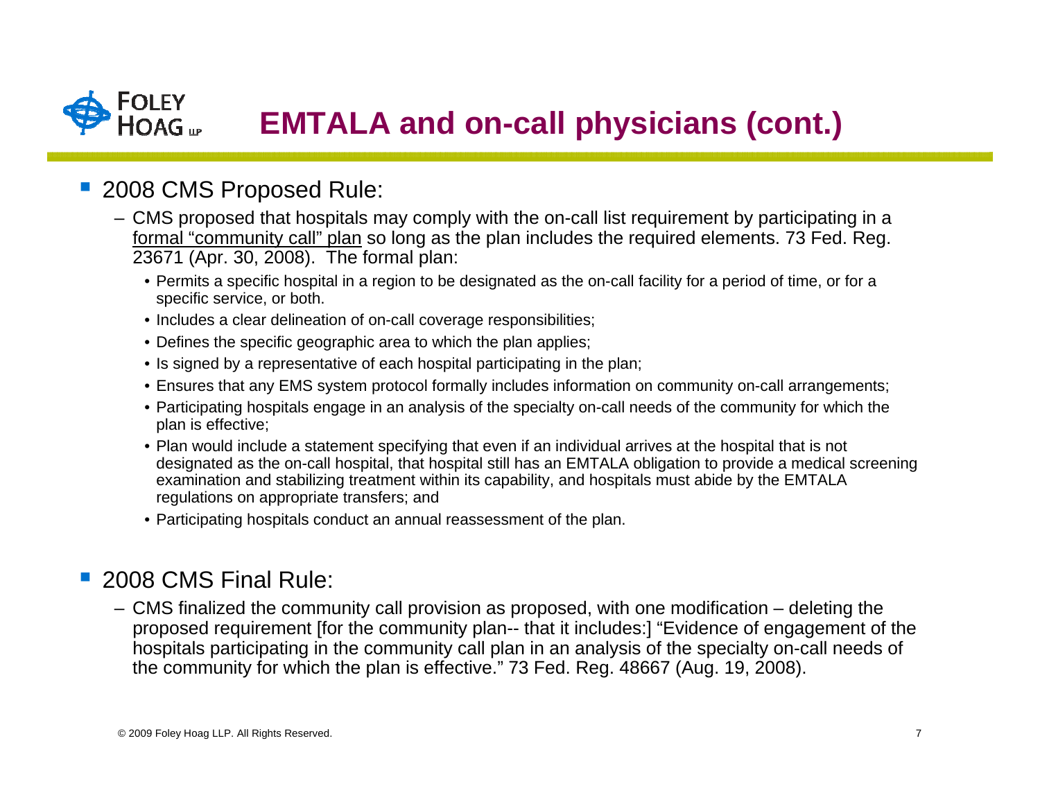# EMTALA and on-call physicians (cont.)

- 2008 CMS Proposed Rule:
  - CMS proposed that hospitals may comply with the on-call list requirement by participating in a formal "community call" plan so long as the plan includes the required elements. 73 Fed. Reg. 23671 (Apr. 30, 2008). The formal plan:
    - Permits a specific hospital in a region to be designated as the on-call facility for a period of time, or for a specific service, or both.
    - Includes a clear delineation of on-call coverage responsibilities;
    - Defines the specific geographic area to which the plan applies;
    - Is signed by a representative of each hospital participating in the plan;
    - Ensures that any EMS system protocol formally includes information on community on-call arrangements;
    - Participating hospitals engage in an analysis of the specialty on-call needs of the community for which the plan is effective;
    - Plan would include a statement specifying that even if an individual arrives at the hospital that is not designated as the on-call hospital, that hospital still has an EMTALA obligation to provide a medical screening examination and stabilizing treatment within its capability, and hospitals must abide by the EMTALA regulations on appropriate transfers; and
    - Participating hospitals conduct an annual reassessment of the plan.

- 2008 CMS Final Rule:
  - CMS finalized the community call provision as proposed, with one modification – deleting the proposed requirement [for the community plan-- that it includes:] "Evidence of engagement of the hospitals participating in the community call plan in an analysis of the specialty on-call needs of the community for which the plan is effective." 73 Fed. Reg. 48667 (Aug. 19, 2008).

© 2009 Foley Hoag LLP. All Rights Reserved.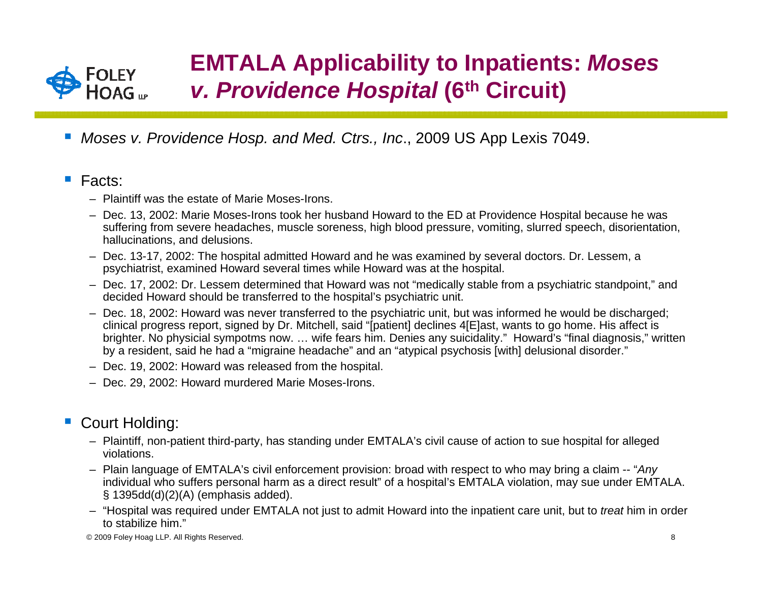# EMTALA Applicability to Inpatients: *Moses v. Providence Hospital* (6th Circuit)

- *Moses v. Providence Hosp. and Med. Ctrs., Inc*., 2009 US App Lexis 7049.

- Facts:
  - Plaintiff was the estate of Marie Moses-Irons.
  - Dec. 13, 2002: Marie Moses-Irons took her husband Howard to the ED at Providence Hospital because he was suffering from severe headaches, muscle soreness, high blood pressure, vomiting, slurred speech, disorientation, hallucinations, and delusions.
  - Dec. 13-17, 2002: The hospital admitted Howard and he was examined by several doctors. Dr. Lessem, a psychiatrist, examined Howard several times while Howard was at the hospital.
  - Dec. 17, 2002: Dr. Lessem determined that Howard was not "medically stable from a psychiatric standpoint," and decided Howard should be transferred to the hospital's psychiatric unit.
  - Dec. 18, 2002: Howard was never transferred to the psychiatric unit, but was informed he would be discharged; clinical progress report, signed by Dr. Mitchell, said "[patient] declines 4[E]ast, wants to go home. His affect is brighter. No physicial sympotms now. … wife fears him. Denies any suicidality." Howard's "final diagnosis," written by a resident, said he had a "migraine headache" and an "atypical psychosis [with] delusional disorder."
  - Dec. 19, 2002: Howard was released from the hospital.
  - Dec. 29, 2002: Howard murdered Marie Moses-Irons.

- Court Holding:
  - Plaintiff, non-patient third-party, has standing under EMTALA's civil cause of action to sue hospital for alleged violations.
  - Plain language of EMTALA's civil enforcement provision: broad with respect to who may bring a claim -- "*Any* individual who suffers personal harm as a direct result" of a hospital's EMTALA violation, may sue under EMTALA. § 1395dd(d)(2)(A) (emphasis added).
  - "Hospital was required under EMTALA not just to admit Howard into the inpatient care unit, but to *treat* him in order to stabilize him."

© 2009 Foley Hoag LLP. All Rights Reserved.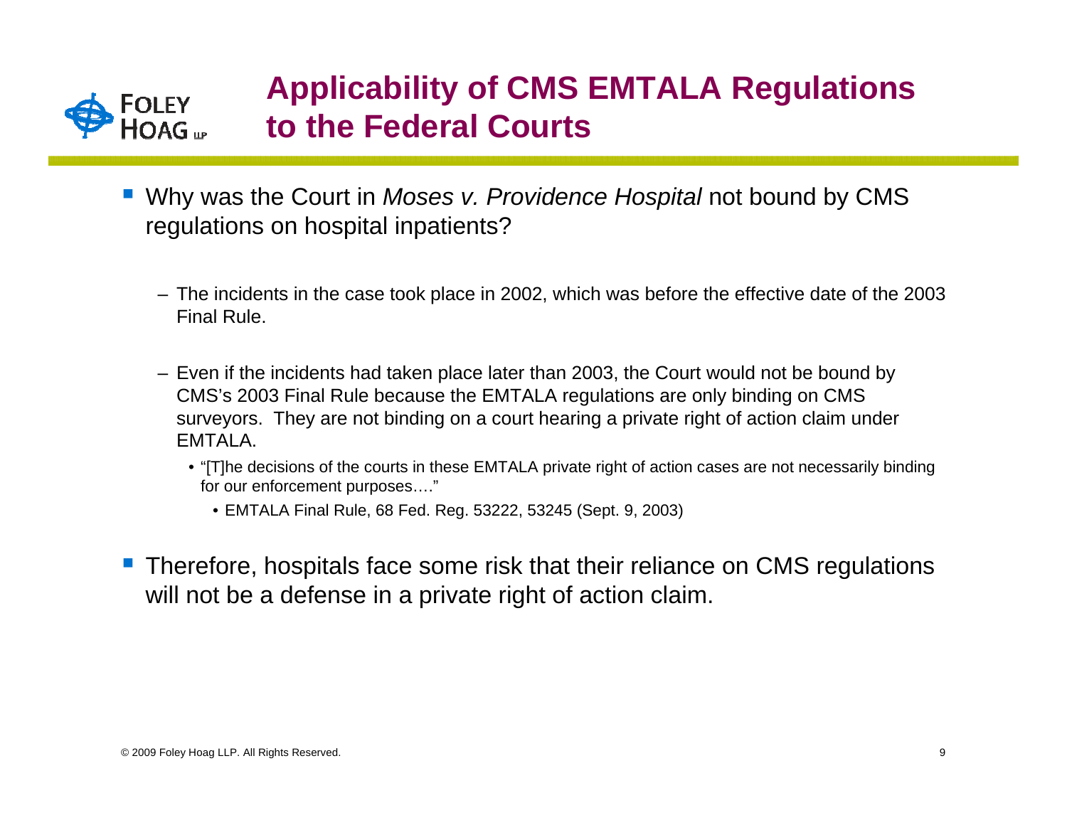# Applicability of CMS EMTALA Regulations to the Federal Courts

- Why was the Court in *Moses v. Providence Hospital* not bound by CMS regulations on hospital inpatients?
  - The incidents in the case took place in 2002, which was before the effective date of the 2003 Final Rule.
  - Even if the incidents had taken place later than 2003, the Court would not be bound by CMS's 2003 Final Rule because the EMTALA regulations are only binding on CMS surveyors. They are not binding on a court hearing a private right of action claim under EMTALA.
    - "[T]he decisions of the courts in these EMTALA private right of action cases are not necessarily binding for our enforcement purposes…."
      - EMTALA Final Rule, 68 Fed. Reg. 53222, 53245 (Sept. 9, 2003)
- Therefore, hospitals face some risk that their reliance on CMS regulations will not be a defense in a private right of action claim.

© 2009 Foley Hoag LLP. All Rights Reserved.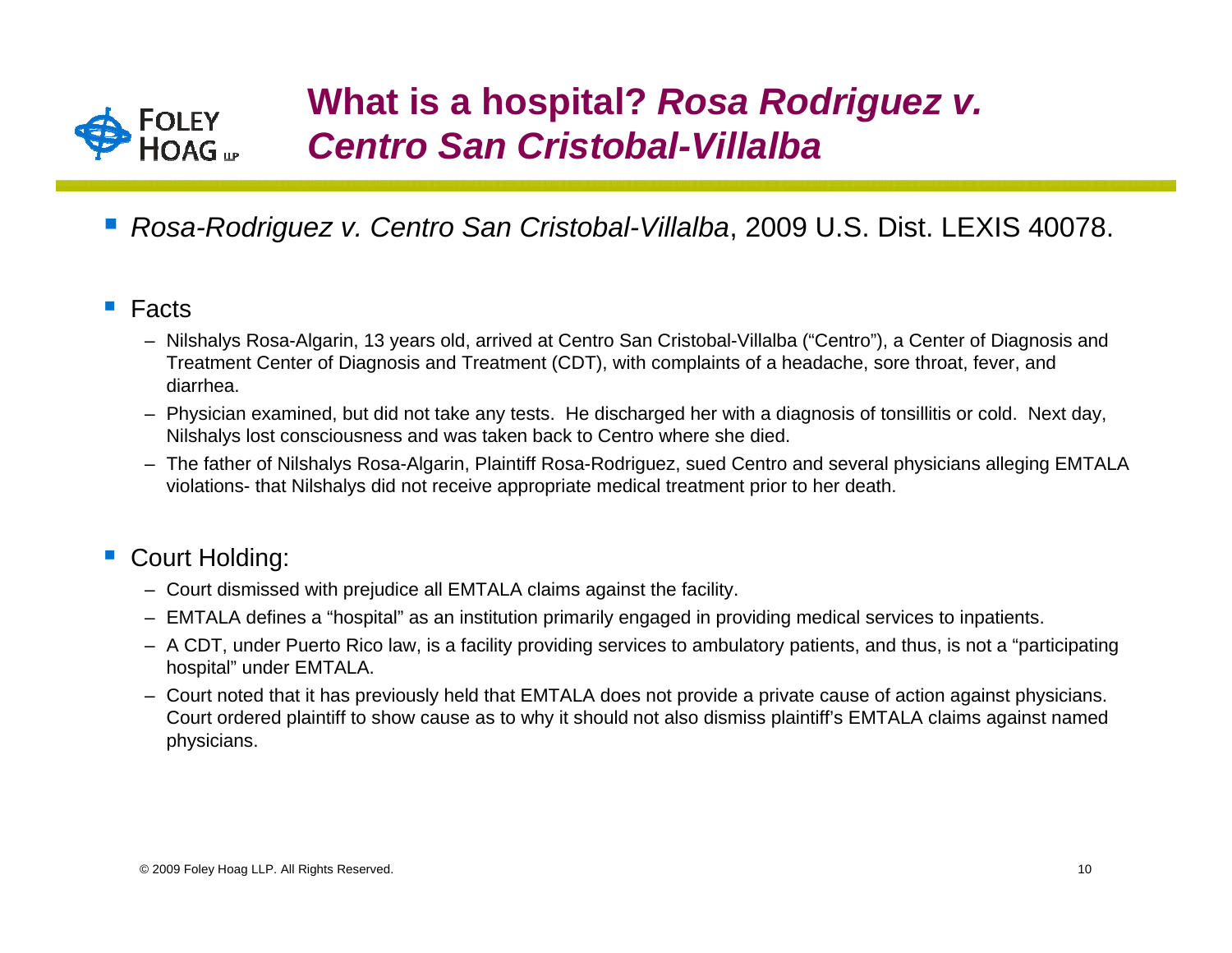# What is a hospital? *Rosa Rodriguez v. Centro San Cristobal-Villalba*

- *Rosa-Rodriguez v. Centro San Cristobal-Villalba*, 2009 U.S. Dist. LEXIS 40078.

- Facts
  - Nilshalys Rosa-Algarin, 13 years old, arrived at Centro San Cristobal-Villalba ("Centro"), a Center of Diagnosis and Treatment Center of Diagnosis and Treatment (CDT), with complaints of a headache, sore throat, fever, and diarrhea.
  - Physician examined, but did not take any tests. He discharged her with a diagnosis of tonsillitis or cold. Next day, Nilshalys lost consciousness and was taken back to Centro where she died.
  - The father of Nilshalys Rosa-Algarin, Plaintiff Rosa-Rodriguez, sued Centro and several physicians alleging EMTALA violations- that Nilshalys did not receive appropriate medical treatment prior to her death.

- Court Holding:
  - Court dismissed with prejudice all EMTALA claims against the facility.
  - EMTALA defines a "hospital" as an institution primarily engaged in providing medical services to inpatients.
  - A CDT, under Puerto Rico law, is a facility providing services to ambulatory patients, and thus, is not a "participating hospital" under EMTALA.
  - Court noted that it has previously held that EMTALA does not provide a private cause of action against physicians. Court ordered plaintiff to show cause as to why it should not also dismiss plaintiff's EMTALA claims against named physicians.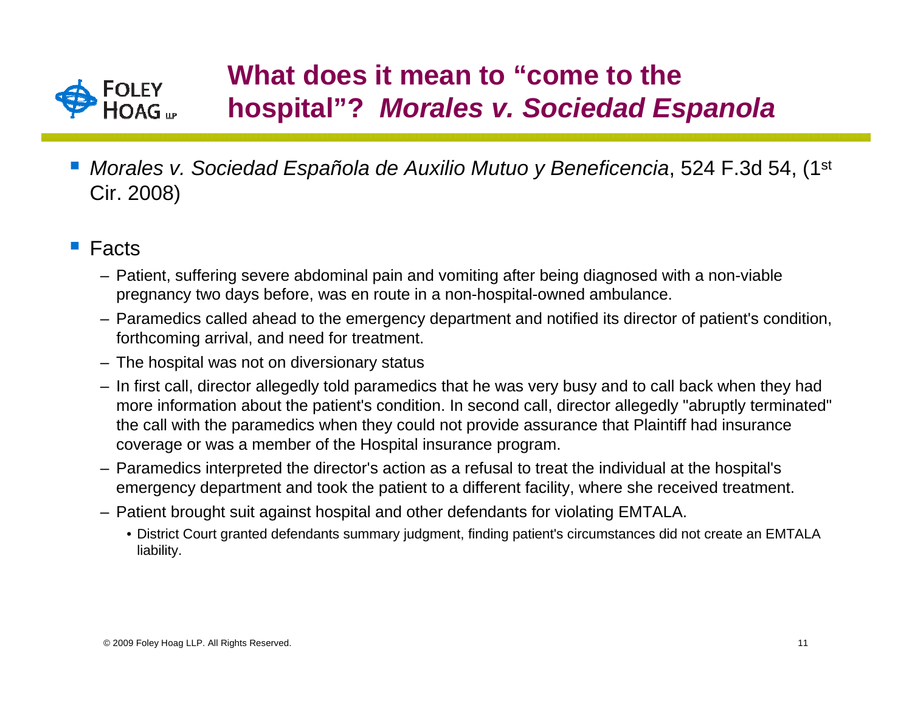# What does it mean to "come to the hospital"? *Morales v. Sociedad Espanola*

- *Morales v. Sociedad Española de Auxilio Mutuo y Beneficencia*, 524 F.3d 54, (1st Cir. 2008)

- Facts
  - Patient, suffering severe abdominal pain and vomiting after being diagnosed with a non-viable pregnancy two days before, was en route in a non-hospital-owned ambulance.
  - Paramedics called ahead to the emergency department and notified its director of patient's condition, forthcoming arrival, and need for treatment.
  - The hospital was not on diversionary status
  - In first call, director allegedly told paramedics that he was very busy and to call back when they had more information about the patient's condition. In second call, director allegedly "abruptly terminated" the call with the paramedics when they could not provide assurance that Plaintiff had insurance coverage or was a member of the Hospital insurance program.
  - Paramedics interpreted the director's action as a refusal to treat the individual at the hospital's emergency department and took the patient to a different facility, where she received treatment.
  - Patient brought suit against hospital and other defendants for violating EMTALA.
    - District Court granted defendants summary judgment, finding patient's circumstances did not create an EMTALA liability.

© 2009 Foley Hoag LLP. All Rights Reserved.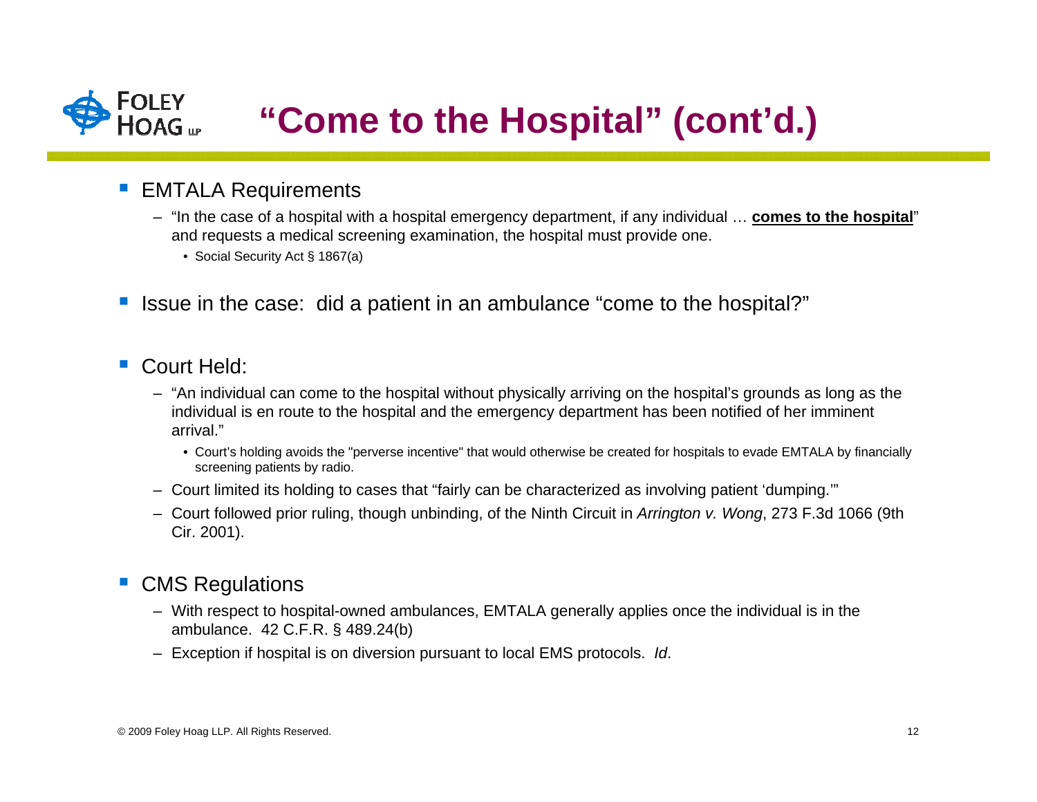# "Come to the Hospital" (cont'd.)

- EMTALA Requirements
  - "In the case of a hospital with a hospital emergency department, if any individual … **comes to the hospital**" and requests a medical screening examination, the hospital must provide one.
    - Social Security Act § 1867(a)

- Issue in the case: did a patient in an ambulance "come to the hospital?"

- Court Held:
  - "An individual can come to the hospital without physically arriving on the hospital's grounds as long as the individual is en route to the hospital and the emergency department has been notified of her imminent arrival."
    - Court's holding avoids the "perverse incentive" that would otherwise be created for hospitals to evade EMTALA by financially screening patients by radio.
  - Court limited its holding to cases that "fairly can be characterized as involving patient 'dumping.'"
  - Court followed prior ruling, though unbinding, of the Ninth Circuit in *Arrington v. Wong*, 273 F.3d 1066 (9th Cir. 2001).

- CMS Regulations
  - With respect to hospital-owned ambulances, EMTALA generally applies once the individual is in the ambulance. 42 C.F.R. § 489.24(b)
  - Exception if hospital is on diversion pursuant to local EMS protocols. *Id*.

© 2009 Foley Hoag LLP. All Rights Reserved.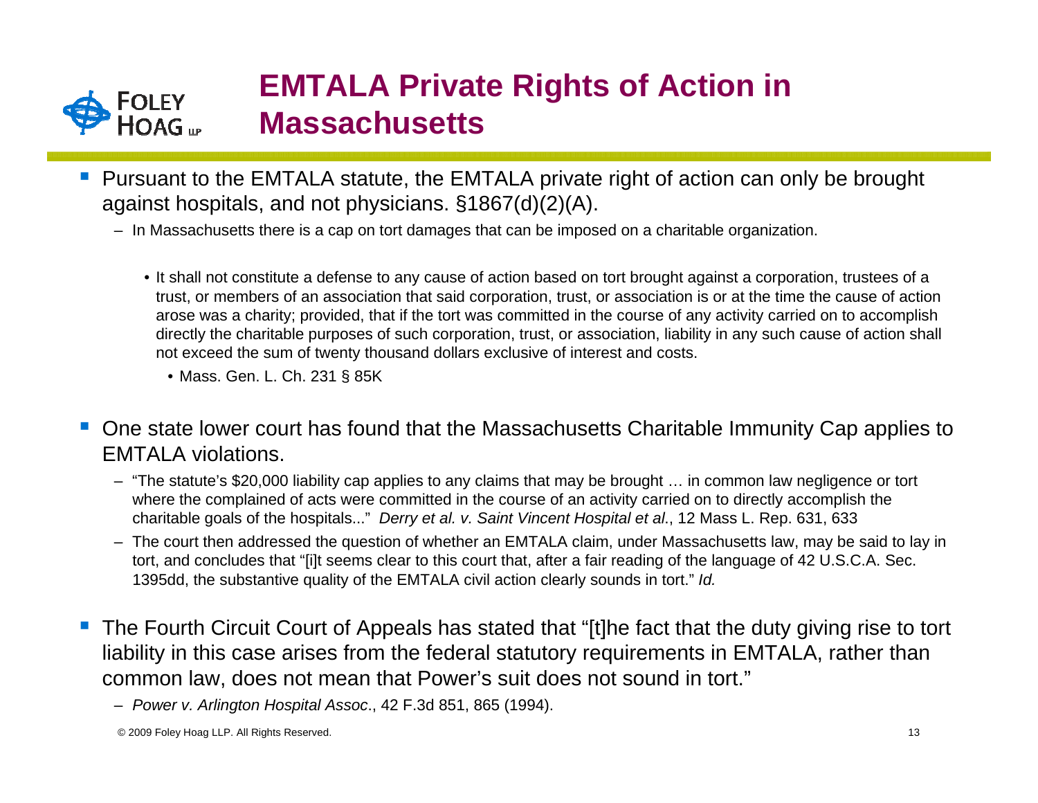# EMTALA Private Rights of Action in Massachusetts

- Pursuant to the EMTALA statute, the EMTALA private right of action can only be brought against hospitals, and not physicians. §1867(d)(2)(A).
  - In Massachusetts there is a cap on tort damages that can be imposed on a charitable organization.
    - It shall not constitute a defense to any cause of action based on tort brought against a corporation, trustees of a trust, or members of an association that said corporation, trust, or association is or at the time the cause of action arose was a charity; provided, that if the tort was committed in the course of any activity carried on to accomplish directly the charitable purposes of such corporation, trust, or association, liability in any such cause of action shall not exceed the sum of twenty thousand dollars exclusive of interest and costs.
      - Mass. Gen. L. Ch. 231 § 85K
- One state lower court has found that the Massachusetts Charitable Immunity Cap applies to EMTALA violations.
  - "The statute's $20,000 liability cap applies to any claims that may be brought … in common law negligence or tort where the complained of acts were committed in the course of an activity carried on to directly accomplish the charitable goals of the hospitals..." *Derry et al. v. Saint Vincent Hospital et al*., 12 Mass L. Rep. 631, 633
  - The court then addressed the question of whether an EMTALA claim, under Massachusetts law, may be said to lay in tort, and concludes that "[i]t seems clear to this court that, after a fair reading of the language of 42 U.S.C.A. Sec. 1395dd, the substantive quality of the EMTALA civil action clearly sounds in tort." *Id.*
- The Fourth Circuit Court of Appeals has stated that "[t]he fact that the duty giving rise to tort liability in this case arises from the federal statutory requirements in EMTALA, rather than common law, does not mean that Power's suit does not sound in tort."
  - *Power v. Arlington Hospital Assoc*., 42 F.3d 851, 865 (1994).

© 2009 Foley Hoag LLP. All Rights Reserved.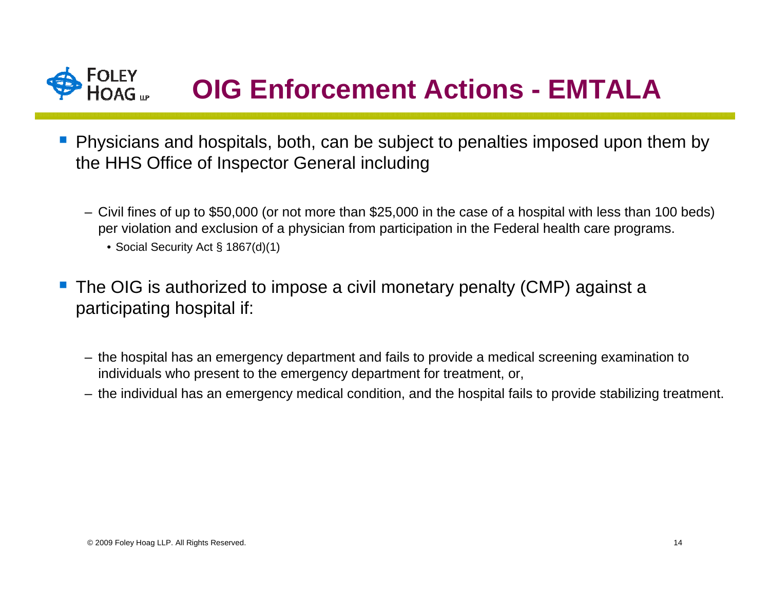# OIG Enforcement Actions - EMTALA

- Physicians and hospitals, both, can be subject to penalties imposed upon them by the HHS Office of Inspector General including
  - Civil fines of up to $50,000 (or not more than $25,000 in the case of a hospital with less than 100 beds) per violation and exclusion of a physician from participation in the Federal health care programs.
    - Social Security Act § 1867(d)(1)
- The OIG is authorized to impose a civil monetary penalty (CMP) against a participating hospital if:
  - the hospital has an emergency department and fails to provide a medical screening examination to individuals who present to the emergency department for treatment, or,
  - the individual has an emergency medical condition, and the hospital fails to provide stabilizing treatment.

© 2009 Foley Hoag LLP. All Rights Reserved.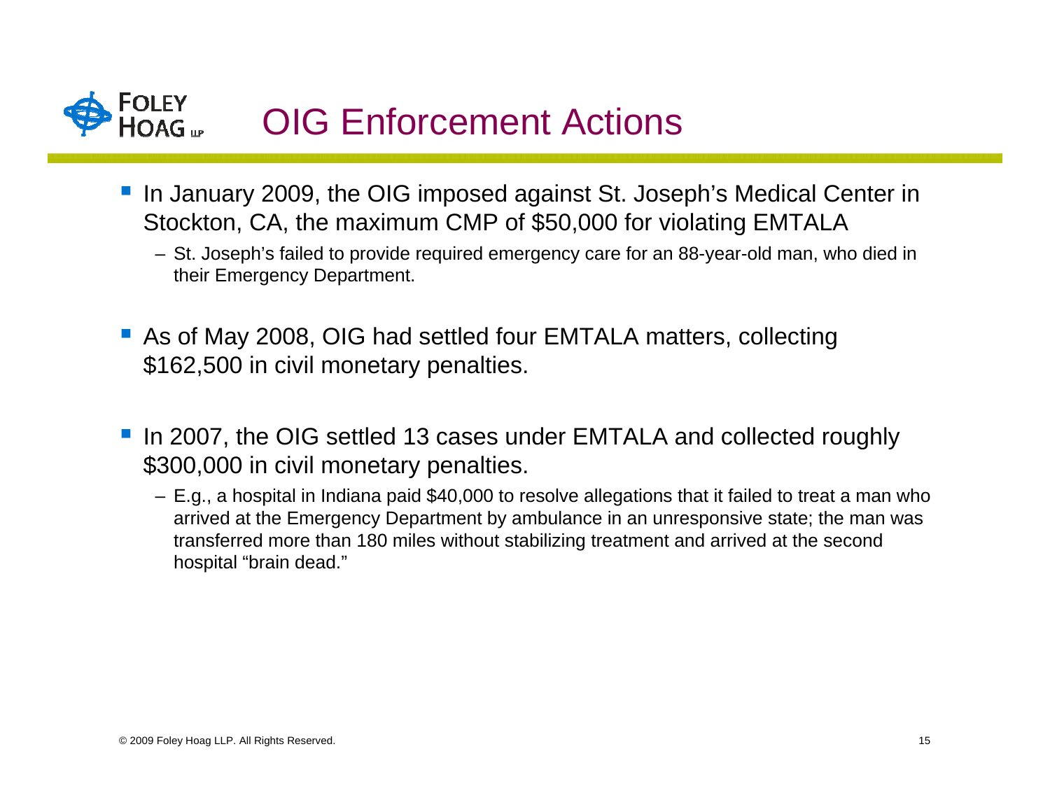# OIG Enforcement Actions

- In January 2009, the OIG imposed against St. Joseph's Medical Center in Stockton, CA, the maximum CMP of $50,000 for violating EMTALA
  - St. Joseph's failed to provide required emergency care for an 88-year-old man, who died in their Emergency Department.
- As of May 2008, OIG had settled four EMTALA matters, collecting $162,500 in civil monetary penalties.
- In 2007, the OIG settled 13 cases under EMTALA and collected roughly $300,000 in civil monetary penalties.
  - E.g., a hospital in Indiana paid $40,000 to resolve allegations that it failed to treat a man who arrived at the Emergency Department by ambulance in an unresponsive state; the man was transferred more than 180 miles without stabilizing treatment and arrived at the second hospital "brain dead."

© 2009 Foley Hoag LLP. All Rights Reserved.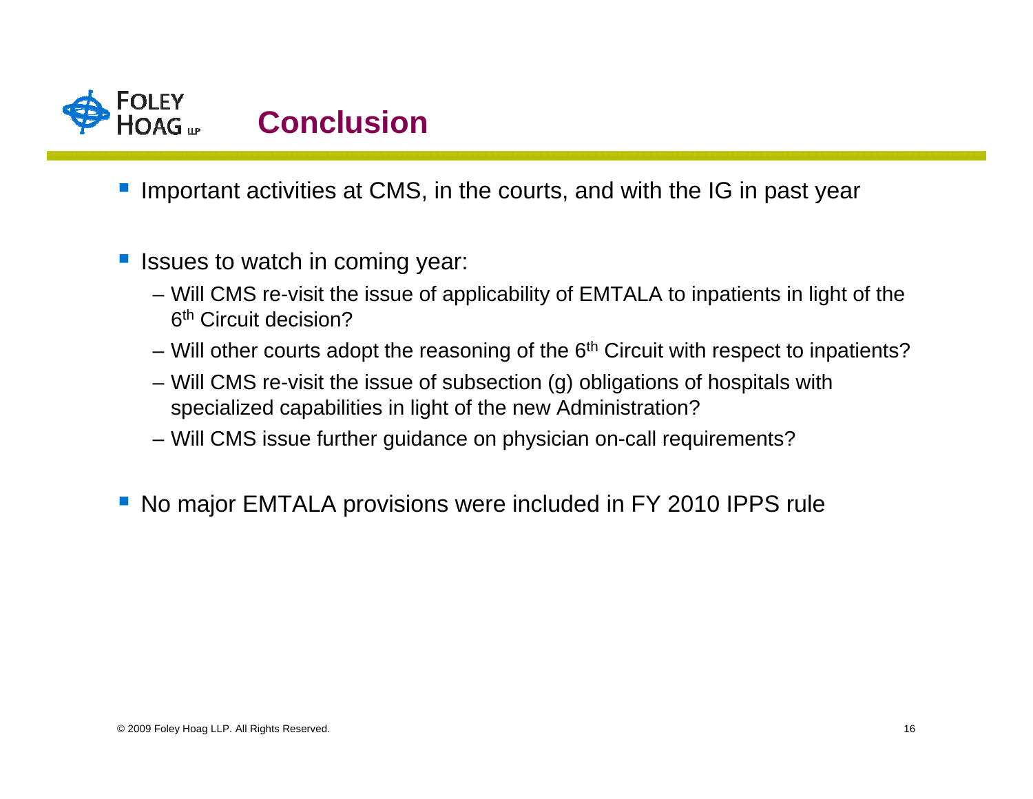# Conclusion

- Important activities at CMS, in the courts, and with the IG in past year
- Issues to watch in coming year:
  - Will CMS re-visit the issue of applicability of EMTALA to inpatients in light of the 6th Circuit decision?
  - Will other courts adopt the reasoning of the 6th Circuit with respect to inpatients?
  - Will CMS re-visit the issue of subsection (g) obligations of hospitals with specialized capabilities in light of the new Administration?
  - Will CMS issue further guidance on physician on-call requirements?
- No major EMTALA provisions were included in FY 2010 IPPS rule

© 2009 Foley Hoag LLP. All Rights Reserved.